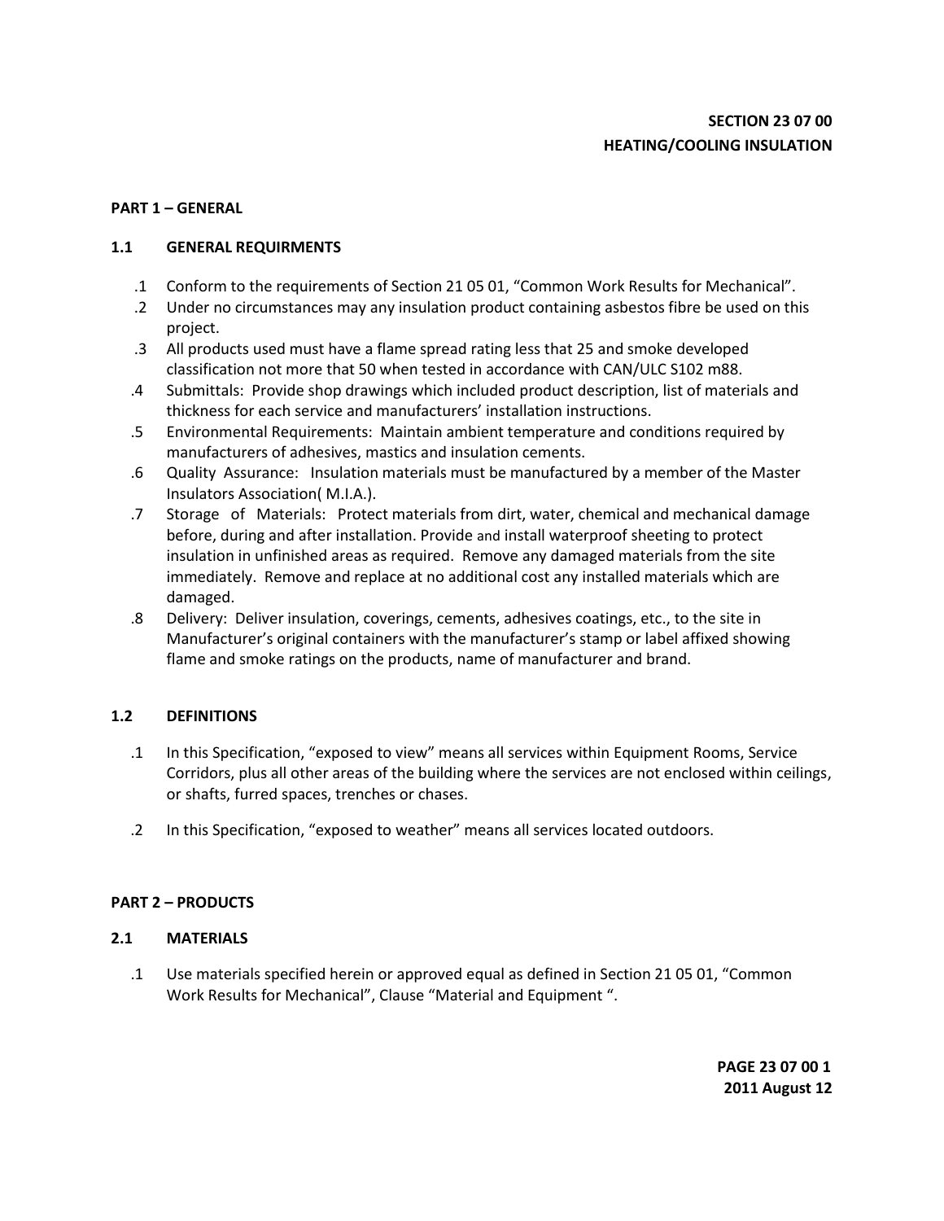**SECTION 23 07 00**
**HEATING/COOLING INSULATION**

## PART 1 – GENERAL

### 1.1 GENERAL REQUIRMENTS

.1 Conform to the requirements of Section 21 05 01, “Common Work Results for Mechanical”.

.2 Under no circumstances may any insulation product containing asbestos fibre be used on this project.

.3 All products used must have a flame spread rating less that 25 and smoke developed classification not more that 50 when tested in accordance with CAN/ULC S102 m88.

.4 Submittals: Provide shop drawings which included product description, list of materials and thickness for each service and manufacturers’ installation instructions.

.5 Environmental Requirements: Maintain ambient temperature and conditions required by manufacturers of adhesives, mastics and insulation cements.

.6 Quality Assurance: Insulation materials must be manufactured by a member of the Master Insulators Association( M.I.A.).

.7 Storage of Materials: Protect materials from dirt, water, chemical and mechanical damage before, during and after installation. Provide and install waterproof sheeting to protect insulation in unfinished areas as required. Remove any damaged materials from the site immediately. Remove and replace at no additional cost any installed materials which are damaged.

.8 Delivery: Deliver insulation, coverings, cements, adhesives coatings, etc., to the site in Manufacturer’s original containers with the manufacturer’s stamp or label affixed showing flame and smoke ratings on the products, name of manufacturer and brand.

### 1.2 DEFINITIONS

.1 In this Specification, “exposed to view” means all services within Equipment Rooms, Service Corridors, plus all other areas of the building where the services are not enclosed within ceilings, or shafts, furred spaces, trenches or chases.

.2 In this Specification, “exposed to weather” means all services located outdoors.

## PART 2 – PRODUCTS

### 2.1 MATERIALS

.1 Use materials specified herein or approved equal as defined in Section 21 05 01, “Common Work Results for Mechanical”, Clause “Material and Equipment “.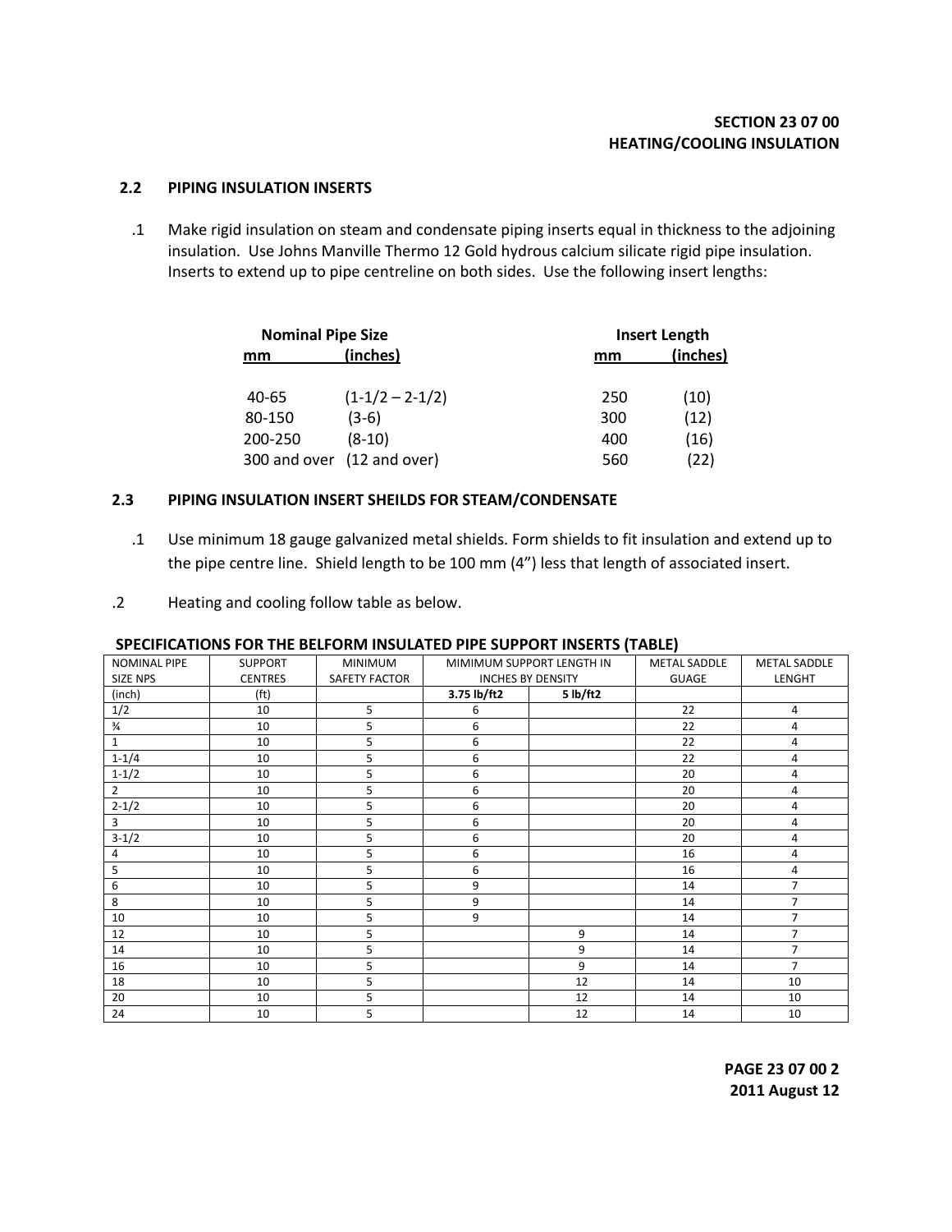## 2.2 PIPING INSULATION INSERTS

.1 Make rigid insulation on steam and condensate piping inserts equal in thickness to the adjoining insulation. Use Johns Manville Thermo 12 Gold hydrous calcium silicate rigid pipe insulation. Inserts to extend up to pipe centreline on both sides. Use the following insert lengths:

| Nominal Pipe Size | | Insert Length | |
|---|---|---|---|
| mm | (inches) | mm | (inches) |
| 40-65 | (1-1/2 – 2-1/2) | 250 | (10) |
| 80-150 | (3-6) | 300 | (12) |
| 200-250 | (8-10) | 400 | (16) |
| 300 and over | (12 and over) | 560 | (22) |

## 2.3 PIPING INSULATION INSERT SHEILDS FOR STEAM/CONDENSATE

.1 Use minimum 18 gauge galvanized metal shields. Form shields to fit insulation and extend up to the pipe centre line. Shield length to be 100 mm (4") less that length of associated insert.

.2 Heating and cooling follow table as below.

**SPECIFICATIONS FOR THE BELFORM INSULATED PIPE SUPPORT INSERTS (TABLE)**

| NOMINAL PIPE SIZE NPS | SUPPORT CENTRES | MINIMUM SAFETY FACTOR | MIMIMUM SUPPORT LENGTH IN INCHES BY DENSITY | | METAL SADDLE GUAGE | METAL SADDLE LENGHT |
|---|---|---|---|---|---|---|
| (inch) | (ft) | | **3.75 lb/ft2** | **5 lb/ft2** | | |
| 1/2 | 10 | 5 | 6 | | 22 | 4 |
| ¾ | 10 | 5 | 6 | | 22 | 4 |
| 1 | 10 | 5 | 6 | | 22 | 4 |
| 1-1/4 | 10 | 5 | 6 | | 22 | 4 |
| 1-1/2 | 10 | 5 | 6 | | 20 | 4 |
| 2 | 10 | 5 | 6 | | 20 | 4 |
| 2-1/2 | 10 | 5 | 6 | | 20 | 4 |
| 3 | 10 | 5 | 6 | | 20 | 4 |
| 3-1/2 | 10 | 5 | 6 | | 20 | 4 |
| 4 | 10 | 5 | 6 | | 16 | 4 |
| 5 | 10 | 5 | 6 | | 16 | 4 |
| 6 | 10 | 5 | 9 | | 14 | 7 |
| 8 | 10 | 5 | 9 | | 14 | 7 |
| 10 | 10 | 5 | 9 | | 14 | 7 |
| 12 | 10 | 5 | | 9 | 14 | 7 |
| 14 | 10 | 5 | | 9 | 14 | 7 |
| 16 | 10 | 5 | | 9 | 14 | 7 |
| 18 | 10 | 5 | | 12 | 14 | 10 |
| 20 | 10 | 5 | | 12 | 14 | 10 |
| 24 | 10 | 5 | | 12 | 14 | 10 |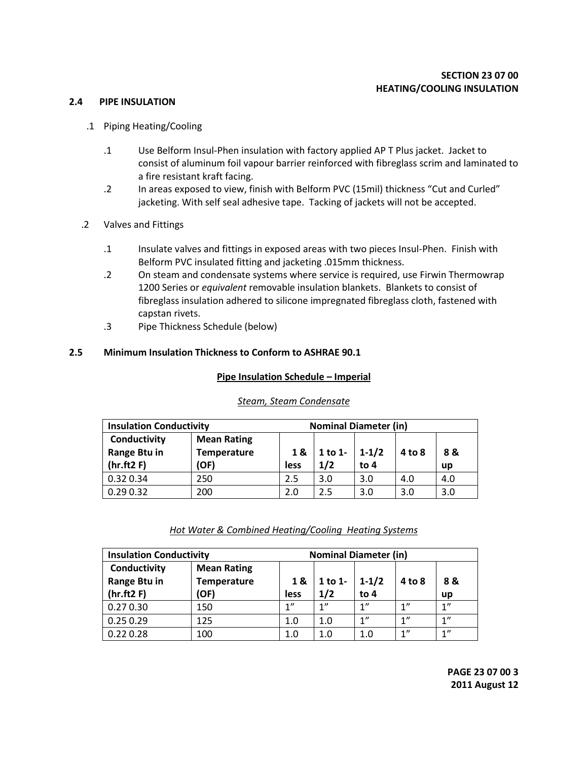## 2.4 PIPE INSULATION

.1 Piping Heating/Cooling

.1 Use Belform Insul-Phen insulation with factory applied AP T Plus jacket. Jacket to consist of aluminum foil vapour barrier reinforced with fibreglass scrim and laminated to a fire resistant kraft facing.

.2 In areas exposed to view, finish with Belform PVC (15mil) thickness "Cut and Curled" jacketing. With self seal adhesive tape. Tacking of jackets will not be accepted.

.2 Valves and Fittings

.1 Insulate valves and fittings in exposed areas with two pieces Insul-Phen. Finish with Belform PVC insulated fitting and jacketing .015mm thickness.

.2 On steam and condensate systems where service is required, use Firwin Thermowrap 1200 Series or *equivalent* removable insulation blankets. Blankets to consist of fibreglass insulation adhered to silicone impregnated fibreglass cloth, fastened with capstan rivets.

.3 Pipe Thickness Schedule (below)

## 2.5 Minimum Insulation Thickness to Conform to ASHRAE 90.1

**Pipe Insulation Schedule – Imperial**

*Steam, Steam Condensate*

| Insulation Conductivity | | Nominal Diameter (in) | | | | |
|---|---|---|---|---|---|---|
| Conductivity Range Btu in (hr.ft2 F) | Mean Rating Temperature (OF) | 1 & less | 1 to 1-1/2 | 1-1/2 to 4 | 4 to 8 | 8 & up |
| 0.32 0.34 | 250 | 2.5 | 3.0 | 3.0 | 4.0 | 4.0 |
| 0.29 0.32 | 200 | 2.0 | 2.5 | 3.0 | 3.0 | 3.0 |

*Hot Water & Combined Heating/Cooling Heating Systems*

| Insulation Conductivity | | Nominal Diameter (in) | | | | |
|---|---|---|---|---|---|---|
| Conductivity Range Btu in (hr.ft2 F) | Mean Rating Temperature (OF) | 1 & less | 1 to 1-1/2 | 1-1/2 to 4 | 4 to 8 | 8 & up |
| 0.27 0.30 | 150 | 1" | 1" | 1" | 1" | 1" |
| 0.25 0.29 | 125 | 1.0 | 1.0 | 1" | 1" | 1" |
| 0.22 0.28 | 100 | 1.0 | 1.0 | 1.0 | 1" | 1" |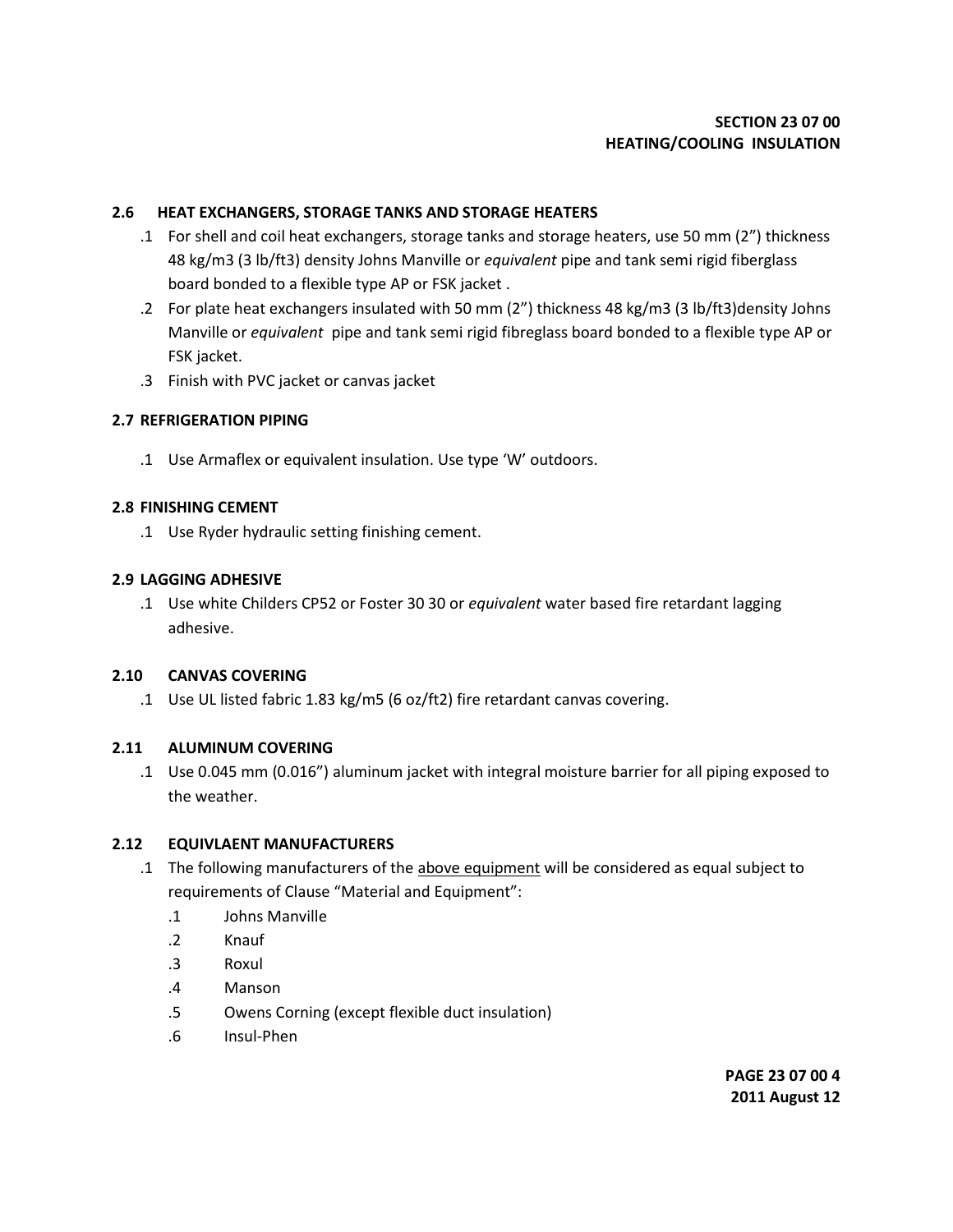## 2.6 HEAT EXCHANGERS, STORAGE TANKS AND STORAGE HEATERS

.1 For shell and coil heat exchangers, storage tanks and storage heaters, use 50 mm (2") thickness 48 kg/m3 (3 lb/ft3) density Johns Manville or *equivalent* pipe and tank semi rigid fiberglass board bonded to a flexible type AP or FSK jacket .

.2 For plate heat exchangers insulated with 50 mm (2") thickness 48 kg/m3 (3 lb/ft3)density Johns Manville or *equivalent* pipe and tank semi rigid fibreglass board bonded to a flexible type AP or FSK jacket.

.3 Finish with PVC jacket or canvas jacket

## 2.7 REFRIGERATION PIPING

.1 Use Armaflex or equivalent insulation. Use type 'W' outdoors.

## 2.8 FINISHING CEMENT

.1 Use Ryder hydraulic setting finishing cement.

## 2.9 LAGGING ADHESIVE

.1 Use white Childers CP52 or Foster 30 30 or *equivalent* water based fire retardant lagging adhesive.

## 2.10 CANVAS COVERING

.1 Use UL listed fabric 1.83 kg/m5 (6 oz/ft2) fire retardant canvas covering.

## 2.11 ALUMINUM COVERING

.1 Use 0.045 mm (0.016") aluminum jacket with integral moisture barrier for all piping exposed to the weather.

## 2.12 EQUIVLAENT MANUFACTURERS

.1 The following manufacturers of the above equipment will be considered as equal subject to requirements of Clause "Material and Equipment":

  .1 Johns Manville

  .2 Knauf

  .3 Roxul

  .4 Manson

  .5 Owens Corning (except flexible duct insulation)

  .6 Insul-Phen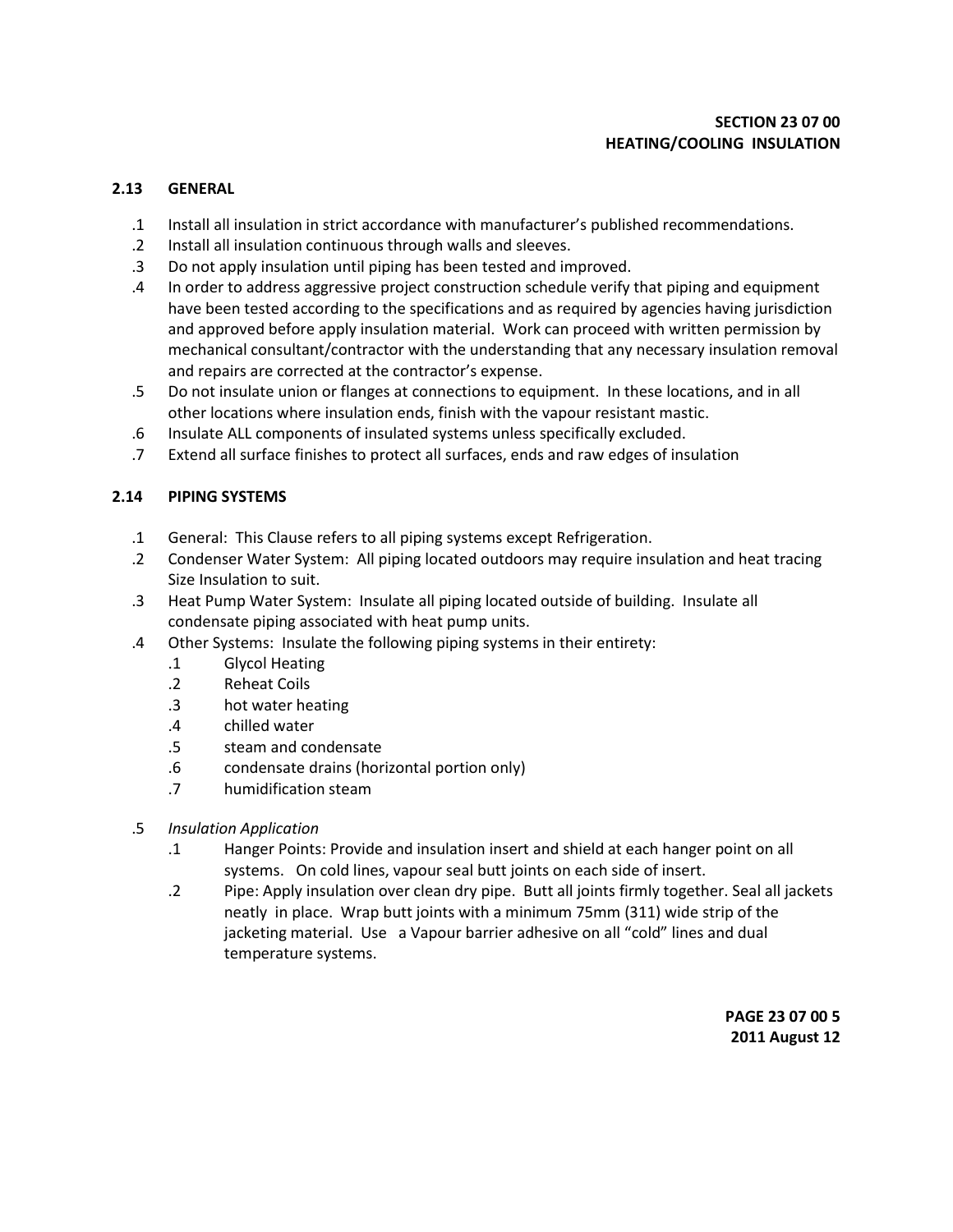**SECTION 23 07 00**
**HEATING/COOLING INSULATION**

## 2.13 GENERAL

.1 Install all insulation in strict accordance with manufacturer's published recommendations.

.2 Install all insulation continuous through walls and sleeves.

.3 Do not apply insulation until piping has been tested and improved.

.4 In order to address aggressive project construction schedule verify that piping and equipment have been tested according to the specifications and as required by agencies having jurisdiction and approved before apply insulation material. Work can proceed with written permission by mechanical consultant/contractor with the understanding that any necessary insulation removal and repairs are corrected at the contractor's expense.

.5 Do not insulate union or flanges at connections to equipment. In these locations, and in all other locations where insulation ends, finish with the vapour resistant mastic.

.6 Insulate ALL components of insulated systems unless specifically excluded.

.7 Extend all surface finishes to protect all surfaces, ends and raw edges of insulation

## 2.14 PIPING SYSTEMS

.1 General: This Clause refers to all piping systems except Refrigeration.

.2 Condenser Water System: All piping located outdoors may require insulation and heat tracing Size Insulation to suit.

.3 Heat Pump Water System: Insulate all piping located outside of building. Insulate all condensate piping associated with heat pump units.

.4 Other Systems: Insulate the following piping systems in their entirety:

- .1 Glycol Heating
- .2 Reheat Coils
- .3 hot water heating
- .4 chilled water
- .5 steam and condensate
- .6 condensate drains (horizontal portion only)
- .7 humidification steam

.5 *Insulation Application*

- .1 Hanger Points: Provide and insulation insert and shield at each hanger point on all systems. On cold lines, vapour seal butt joints on each side of insert.
- .2 Pipe: Apply insulation over clean dry pipe. Butt all joints firmly together. Seal all jackets neatly in place. Wrap butt joints with a minimum 75mm (311) wide strip of the jacketing material. Use a Vapour barrier adhesive on all "cold" lines and dual temperature systems.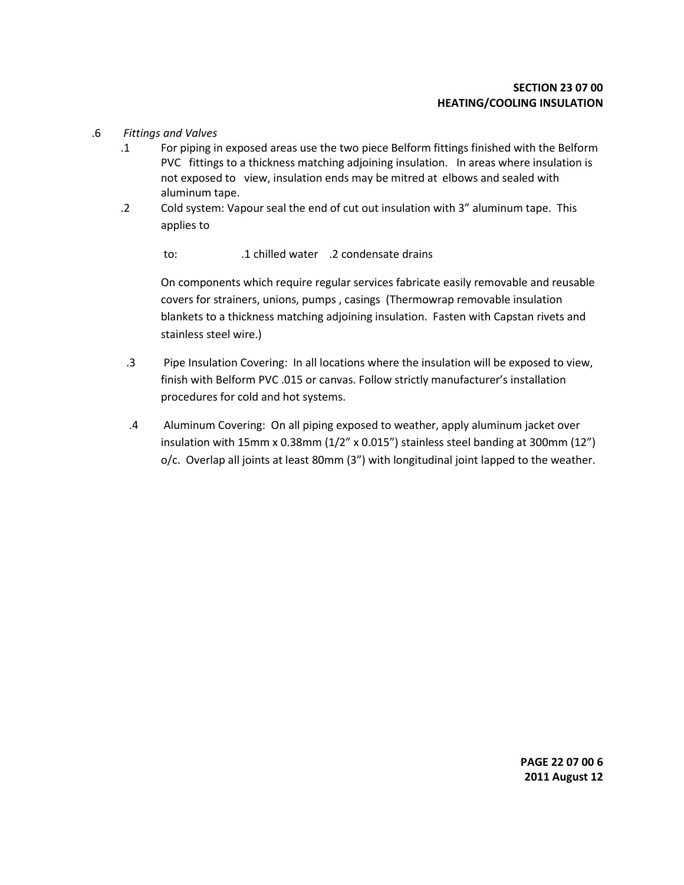.6 *Fittings and Valves*

.1 For piping in exposed areas use the two piece Belform fittings finished with the Belform PVC fittings to a thickness matching adjoining insulation. In areas where insulation is not exposed to view, insulation ends may be mitred at elbows and sealed with aluminum tape.

.2 Cold system: Vapour seal the end of cut out insulation with 3" aluminum tape. This applies to

to: .1 chilled water .2 condensate drains

On components which require regular services fabricate easily removable and reusable covers for strainers, unions, pumps , casings (Thermowrap removable insulation blankets to a thickness matching adjoining insulation. Fasten with Capstan rivets and stainless steel wire.)

.3 Pipe Insulation Covering: In all locations where the insulation will be exposed to view, finish with Belform PVC .015 or canvas. Follow strictly manufacturer's installation procedures for cold and hot systems.

.4 Aluminum Covering: On all piping exposed to weather, apply aluminum jacket over insulation with 15mm x 0.38mm (1/2" x 0.015") stainless steel banding at 300mm (12") o/c. Overlap all joints at least 80mm (3") with longitudinal joint lapped to the weather.